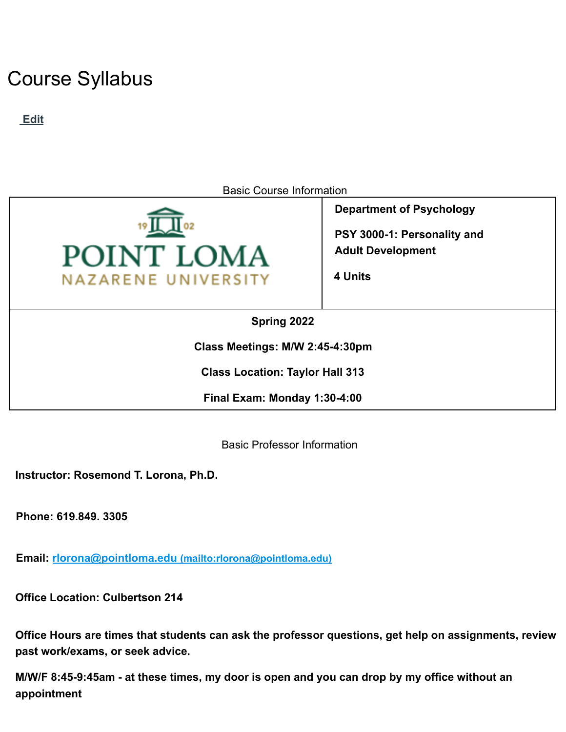# Course Syllabus

Edit

Basic Course Information

| Point Loma Nazarene University | **Department of Psychology**<br><br>**PSY 3000-1: Personality and Adult Development**<br><br>**4 Units** |
| --- | --- |
| **Spring 2022**<br><br>**Class Meetings: M/W 2:45-4:30pm**<br><br>**Class Location: Taylor Hall 313**<br><br>**Final Exam: Monday 1:30-4:00** | |

Basic Professor Information

**Instructor: Rosemond T. Lorona, Ph.D.**

**Phone: 619.849. 3305**

**Email: [rlorona@pointloma.edu](mailto:rlorona@pointloma.edu) (mailto:rlorona@pointloma.edu)**

**Office Location: Culbertson 214**

**Office Hours are times that students can ask the professor questions, get help on assignments, review past work/exams, or seek advice.**

**M/W/F 8:45-9:45am - at these times, my door is open and you can drop by my office without an appointment**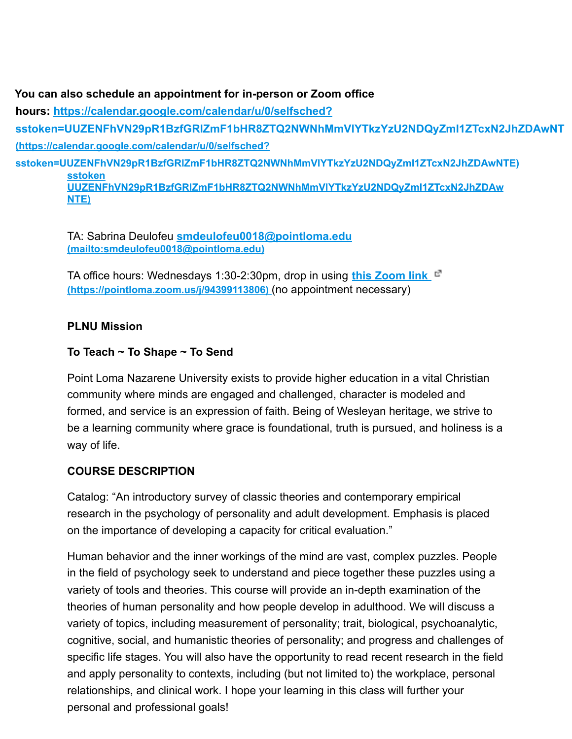**You can also schedule an appointment for in-person or Zoom office hours: https://calendar.google.com/calendar/u/0/selfsched?sstoken=UUZENFhVN29pR1BzfGRlZmF1bHR8ZTQ2NWNhMmVlYTkzYzU2NDQyZmI1ZTcxN2JhZDAwNT (https://calendar.google.com/calendar/u/0/selfsched?sstoken=UUZENFhVN29pR1BzfGRlZmF1bHR8ZTQ2NWNhMmVlYTkzYzU2NDQyZmI1ZTcxN2JhZDAwNTE)**

sstoken UUZENFhVN29pR1BzfGRlZmF1bHR8ZTQ2NWNhMmVlYTkzYzU2NDQyZmI1ZTcxN2JhZDAwNTE)

TA: Sabrina Deulofeu **smdeulofeu0018@pointloma.edu (mailto:smdeulofeu0018@pointloma.edu)**

TA office hours: Wednesdays 1:30-2:30pm, drop in using **this Zoom link (https://pointloma.zoom.us/j/94399113806)** (no appointment necessary)

**PLNU Mission**

**To Teach ~ To Shape ~ To Send**

Point Loma Nazarene University exists to provide higher education in a vital Christian community where minds are engaged and challenged, character is modeled and formed, and service is an expression of faith. Being of Wesleyan heritage, we strive to be a learning community where grace is foundational, truth is pursued, and holiness is a way of life.

**COURSE DESCRIPTION**

Catalog: "An introductory survey of classic theories and contemporary empirical research in the psychology of personality and adult development. Emphasis is placed on the importance of developing a capacity for critical evaluation."

Human behavior and the inner workings of the mind are vast, complex puzzles. People in the field of psychology seek to understand and piece together these puzzles using a variety of tools and theories. This course will provide an in-depth examination of the theories of human personality and how people develop in adulthood. We will discuss a variety of topics, including measurement of personality; trait, biological, psychoanalytic, cognitive, social, and humanistic theories of personality; and progress and challenges of specific life stages. You will also have the opportunity to read recent research in the field and apply personality to contexts, including (but not limited to) the workplace, personal relationships, and clinical work. I hope your learning in this class will further your personal and professional goals!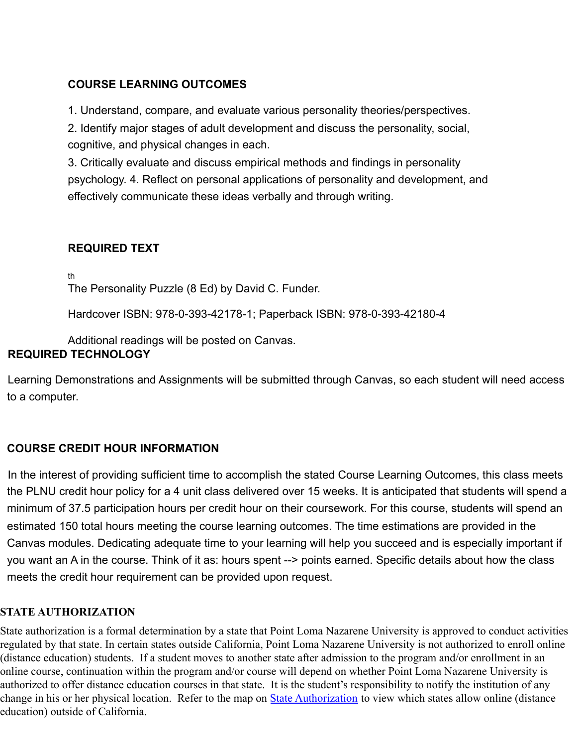### COURSE LEARNING OUTCOMES

1. Understand, compare, and evaluate various personality theories/perspectives.
2. Identify major stages of adult development and discuss the personality, social, cognitive, and physical changes in each.
3. Critically evaluate and discuss empirical methods and findings in personality psychology. 4. Reflect on personal applications of personality and development, and effectively communicate these ideas verbally and through writing.

### REQUIRED TEXT

The Personality Puzzle (8th Ed) by David C. Funder.

Hardcover ISBN: 978-0-393-42178-1; Paperback ISBN: 978-0-393-42180-4

Additional readings will be posted on Canvas.

### REQUIRED TECHNOLOGY

Learning Demonstrations and Assignments will be submitted through Canvas, so each student will need access to a computer.

### COURSE CREDIT HOUR INFORMATION

In the interest of providing sufficient time to accomplish the stated Course Learning Outcomes, this class meets the PLNU credit hour policy for a 4 unit class delivered over 15 weeks. It is anticipated that students will spend a minimum of 37.5 participation hours per credit hour on their coursework. For this course, students will spend an estimated 150 total hours meeting the course learning outcomes. The time estimations are provided in the Canvas modules. Dedicating adequate time to your learning will help you succeed and is especially important if you want an A in the course. Think of it as: hours spent --> points earned. Specific details about how the class meets the credit hour requirement can be provided upon request.

### STATE AUTHORIZATION

State authorization is a formal determination by a state that Point Loma Nazarene University is approved to conduct activities regulated by that state. In certain states outside California, Point Loma Nazarene University is not authorized to enroll online (distance education) students. If a student moves to another state after admission to the program and/or enrollment in an online course, continuation within the program and/or course will depend on whether Point Loma Nazarene University is authorized to offer distance education courses in that state. It is the student's responsibility to notify the institution of any change in his or her physical location. Refer to the map on State Authorization to view which states allow online (distance education) outside of California.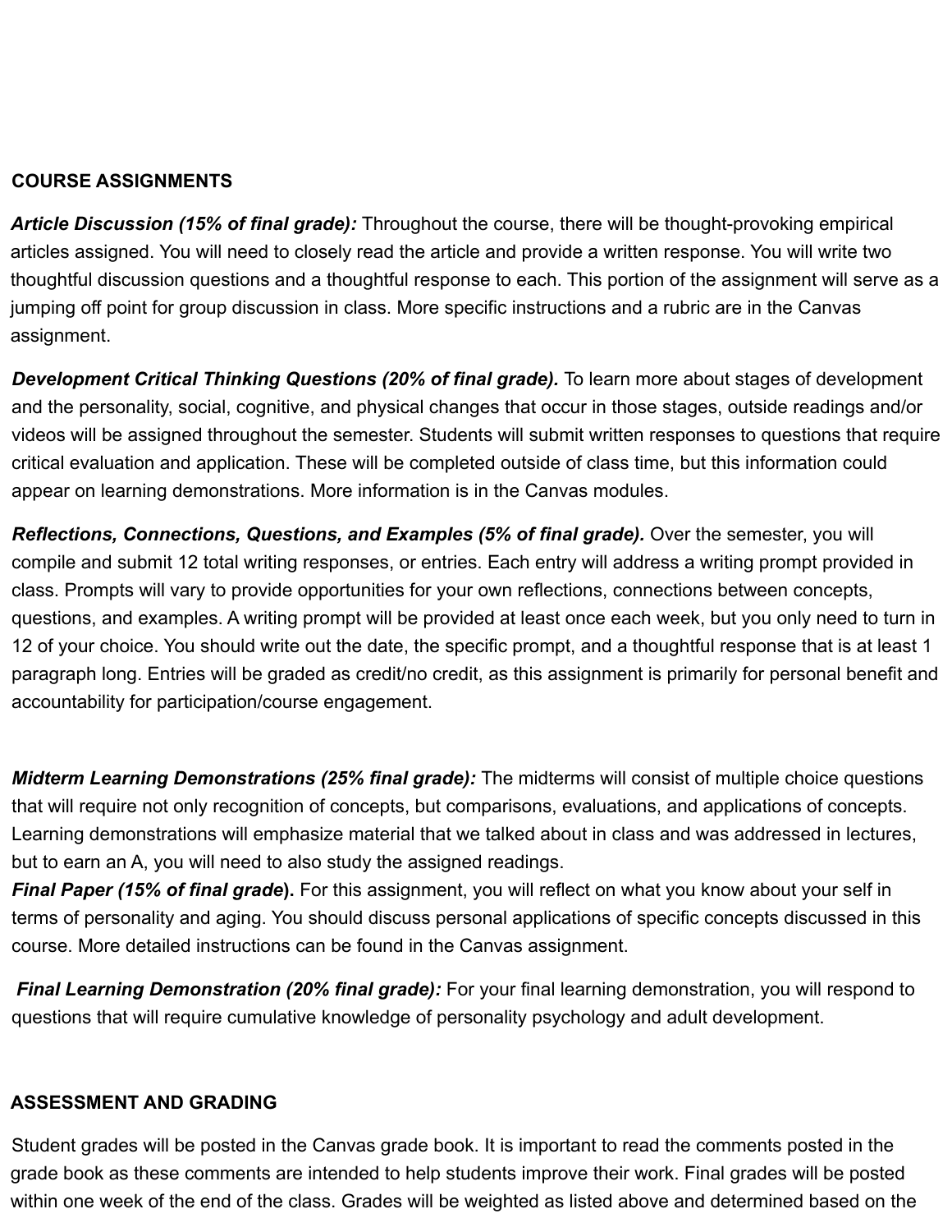## COURSE ASSIGNMENTS

***Article Discussion (15% of final grade):*** Throughout the course, there will be thought-provoking empirical articles assigned. You will need to closely read the article and provide a written response. You will write two thoughtful discussion questions and a thoughtful response to each. This portion of the assignment will serve as a jumping off point for group discussion in class. More specific instructions and a rubric are in the Canvas assignment.

***Development Critical Thinking Questions (20% of final grade).*** To learn more about stages of development and the personality, social, cognitive, and physical changes that occur in those stages, outside readings and/or videos will be assigned throughout the semester. Students will submit written responses to questions that require critical evaluation and application. These will be completed outside of class time, but this information could appear on learning demonstrations. More information is in the Canvas modules.

***Reflections, Connections, Questions, and Examples (5% of final grade).*** Over the semester, you will compile and submit 12 total writing responses, or entries. Each entry will address a writing prompt provided in class. Prompts will vary to provide opportunities for your own reflections, connections between concepts, questions, and examples. A writing prompt will be provided at least once each week, but you only need to turn in 12 of your choice. You should write out the date, the specific prompt, and a thoughtful response that is at least 1 paragraph long. Entries will be graded as credit/no credit, as this assignment is primarily for personal benefit and accountability for participation/course engagement.

***Midterm Learning Demonstrations (25% final grade):*** The midterms will consist of multiple choice questions that will require not only recognition of concepts, but comparisons, evaluations, and applications of concepts. Learning demonstrations will emphasize material that we talked about in class and was addressed in lectures, but to earn an A, you will need to also study the assigned readings.

***Final Paper (15% of final grade*****).** For this assignment, you will reflect on what you know about your self in terms of personality and aging. You should discuss personal applications of specific concepts discussed in this course. More detailed instructions can be found in the Canvas assignment.

***Final Learning Demonstration (20% final grade):*** For your final learning demonstration, you will respond to questions that will require cumulative knowledge of personality psychology and adult development.

## ASSESSMENT AND GRADING

Student grades will be posted in the Canvas grade book. It is important to read the comments posted in the grade book as these comments are intended to help students improve their work. Final grades will be posted within one week of the end of the class. Grades will be weighted as listed above and determined based on the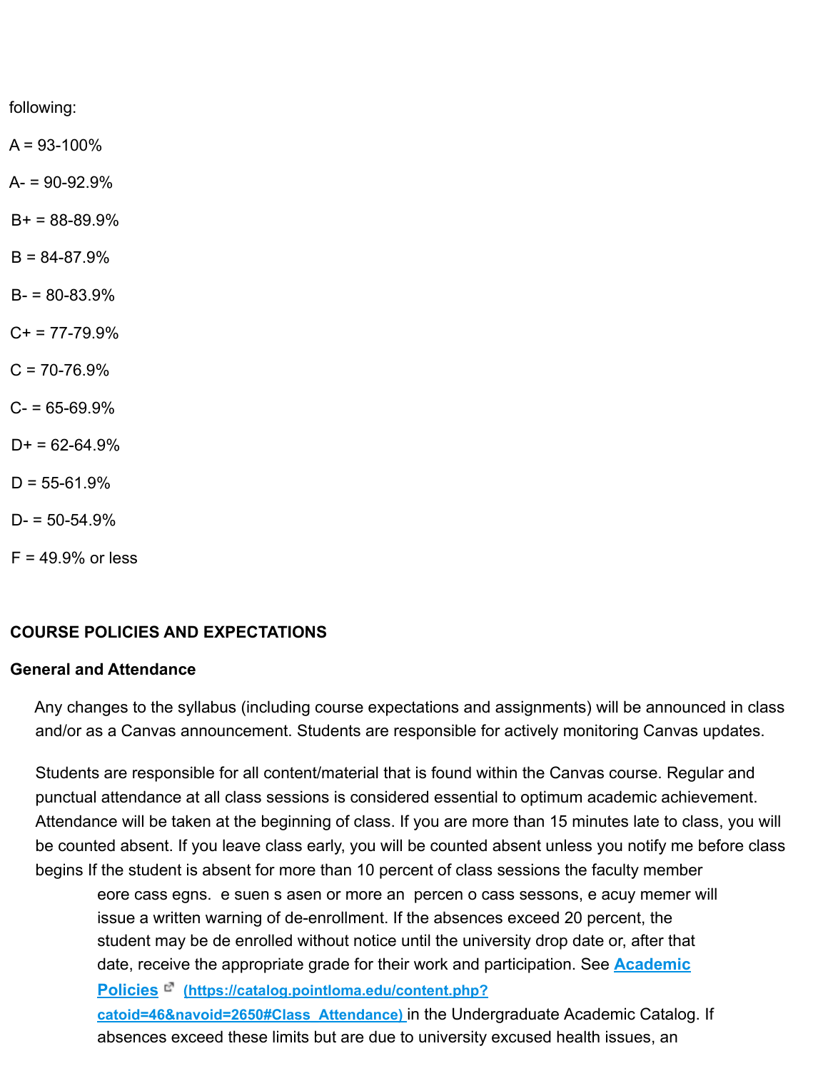following:

A = 93-100%

A- = 90-92.9%

B+ = 88-89.9%

B = 84-87.9%

B- = 80-83.9%

C+ = 77-79.9%

C = 70-76.9%

C- = 65-69.9%

D+ = 62-64.9%

D = 55-61.9%

D- = 50-54.9%

F = 49.9% or less

**COURSE POLICIES AND EXPECTATIONS**

**General and Attendance**

Any changes to the syllabus (including course expectations and assignments) will be announced in class and/or as a Canvas announcement. Students are responsible for actively monitoring Canvas updates.

Students are responsible for all content/material that is found within the Canvas course. Regular and punctual attendance at all class sessions is considered essential to optimum academic achievement. Attendance will be taken at the beginning of class. If you are more than 15 minutes late to class, you will be counted absent. If you leave class early, you will be counted absent unless you notify me before class begins If the student is absent for more than 10 percent of class sessions the faculty member

eore cass egns. e suen s asen or more an percen o cass sessons, e acuy memer will issue a written warning of de-enrollment. If the absences exceed 20 percent, the student may be de enrolled without notice until the university drop date or, after that date, receive the appropriate grade for their work and participation. See [Academic Policies (https://catalog.pointloma.edu/content.php?catoid=46&navoid=2650#Class_Attendance)](https://catalog.pointloma.edu/content.php?catoid=46&navoid=2650#Class_Attendance) in the Undergraduate Academic Catalog. If absences exceed these limits but are due to university excused health issues, an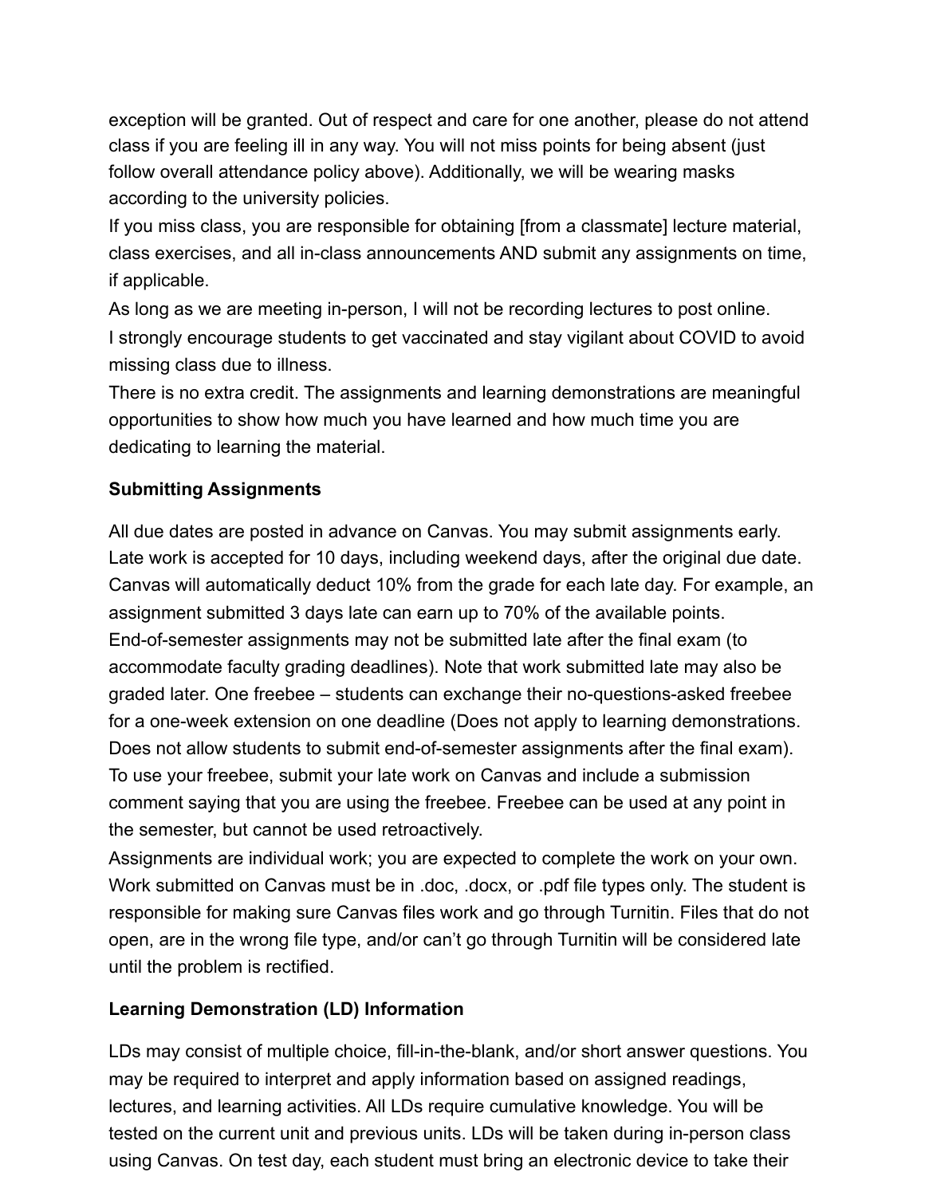exception will be granted. Out of respect and care for one another, please do not attend class if you are feeling ill in any way. You will not miss points for being absent (just follow overall attendance policy above). Additionally, we will be wearing masks according to the university policies.

If you miss class, you are responsible for obtaining [from a classmate] lecture material, class exercises, and all in-class announcements AND submit any assignments on time, if applicable.

As long as we are meeting in-person, I will not be recording lectures to post online.

I strongly encourage students to get vaccinated and stay vigilant about COVID to avoid missing class due to illness.

There is no extra credit. The assignments and learning demonstrations are meaningful opportunities to show how much you have learned and how much time you are dedicating to learning the material.

**Submitting Assignments**

All due dates are posted in advance on Canvas. You may submit assignments early. Late work is accepted for 10 days, including weekend days, after the original due date. Canvas will automatically deduct 10% from the grade for each late day. For example, an assignment submitted 3 days late can earn up to 70% of the available points. End-of-semester assignments may not be submitted late after the final exam (to accommodate faculty grading deadlines). Note that work submitted late may also be graded later. One freebee – students can exchange their no-questions-asked freebee for a one-week extension on one deadline (Does not apply to learning demonstrations. Does not allow students to submit end-of-semester assignments after the final exam). To use your freebee, submit your late work on Canvas and include a submission comment saying that you are using the freebee. Freebee can be used at any point in the semester, but cannot be used retroactively.

Assignments are individual work; you are expected to complete the work on your own. Work submitted on Canvas must be in .doc, .docx, or .pdf file types only. The student is responsible for making sure Canvas files work and go through Turnitin. Files that do not open, are in the wrong file type, and/or can't go through Turnitin will be considered late until the problem is rectified.

**Learning Demonstration (LD) Information**

LDs may consist of multiple choice, fill-in-the-blank, and/or short answer questions. You may be required to interpret and apply information based on assigned readings, lectures, and learning activities. All LDs require cumulative knowledge. You will be tested on the current unit and previous units. LDs will be taken during in-person class using Canvas. On test day, each student must bring an electronic device to take their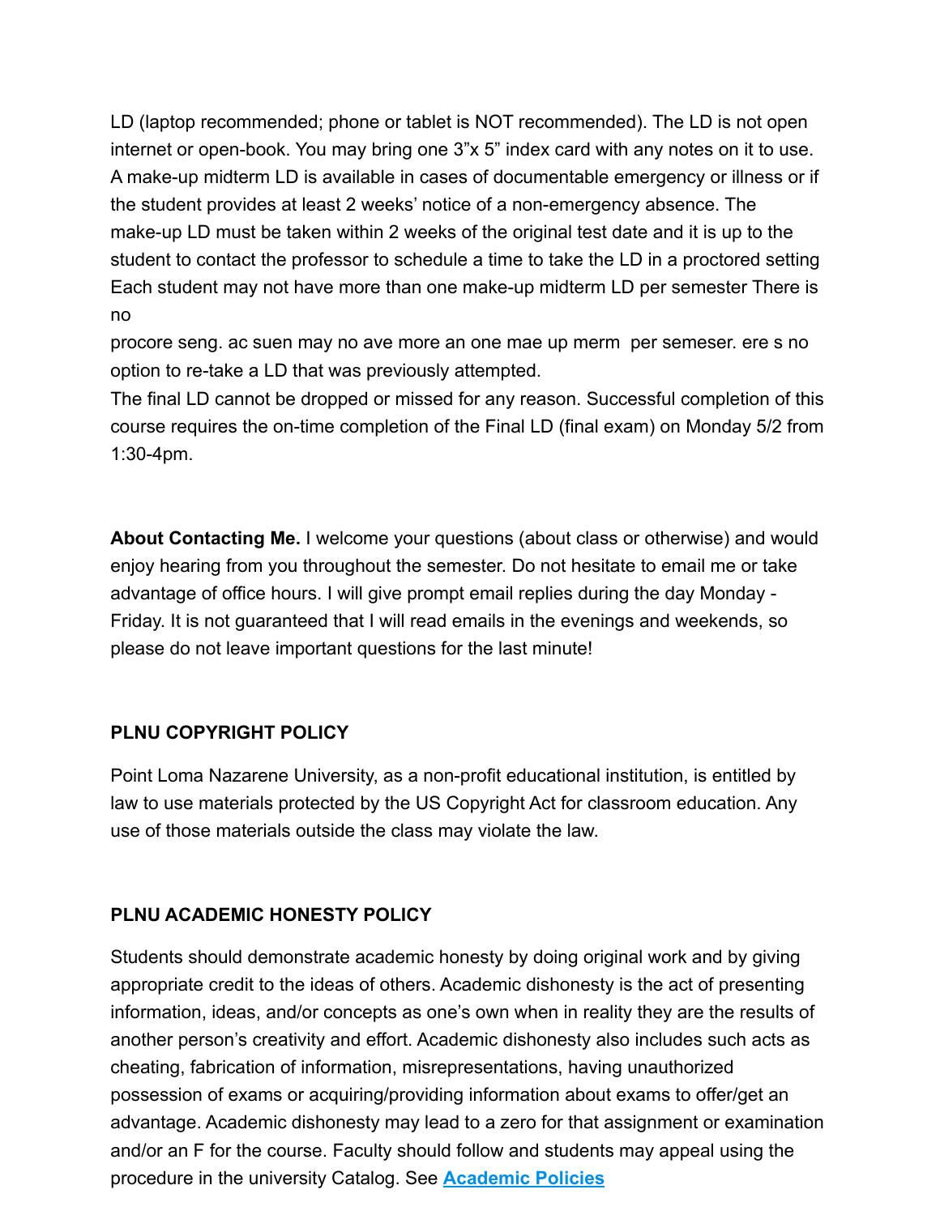LD (laptop recommended; phone or tablet is NOT recommended). The LD is not open internet or open-book. You may bring one 3”x 5” index card with any notes on it to use. A make-up midterm LD is available in cases of documentable emergency or illness or if the student provides at least 2 weeks’ notice of a non-emergency absence. The make-up LD must be taken within 2 weeks of the original test date and it is up to the student to contact the professor to schedule a time to take the LD in a proctored setting Each student may not have more than one make-up midterm LD per semester There is no

procore seng. ac suen may no ave more an one mae up merm  per semeser. ere s no option to re-take a LD that was previously attempted.

The final LD cannot be dropped or missed for any reason. Successful completion of this course requires the on-time completion of the Final LD (final exam) on Monday 5/2 from 1:30-4pm.

**About Contacting Me.** I welcome your questions (about class or otherwise) and would enjoy hearing from you throughout the semester. Do not hesitate to email me or take advantage of office hours. I will give prompt email replies during the day Monday - Friday. It is not guaranteed that I will read emails in the evenings and weekends, so please do not leave important questions for the last minute!

**PLNU COPYRIGHT POLICY**

Point Loma Nazarene University, as a non-profit educational institution, is entitled by law to use materials protected by the US Copyright Act for classroom education. Any use of those materials outside the class may violate the law.

**PLNU ACADEMIC HONESTY POLICY**

Students should demonstrate academic honesty by doing original work and by giving appropriate credit to the ideas of others. Academic dishonesty is the act of presenting information, ideas, and/or concepts as one’s own when in reality they are the results of another person’s creativity and effort. Academic dishonesty also includes such acts as cheating, fabrication of information, misrepresentations, having unauthorized possession of exams or acquiring/providing information about exams to offer/get an advantage. Academic dishonesty may lead to a zero for that assignment or examination and/or an F for the course. Faculty should follow and students may appeal using the procedure in the university Catalog. See **Academic Policies**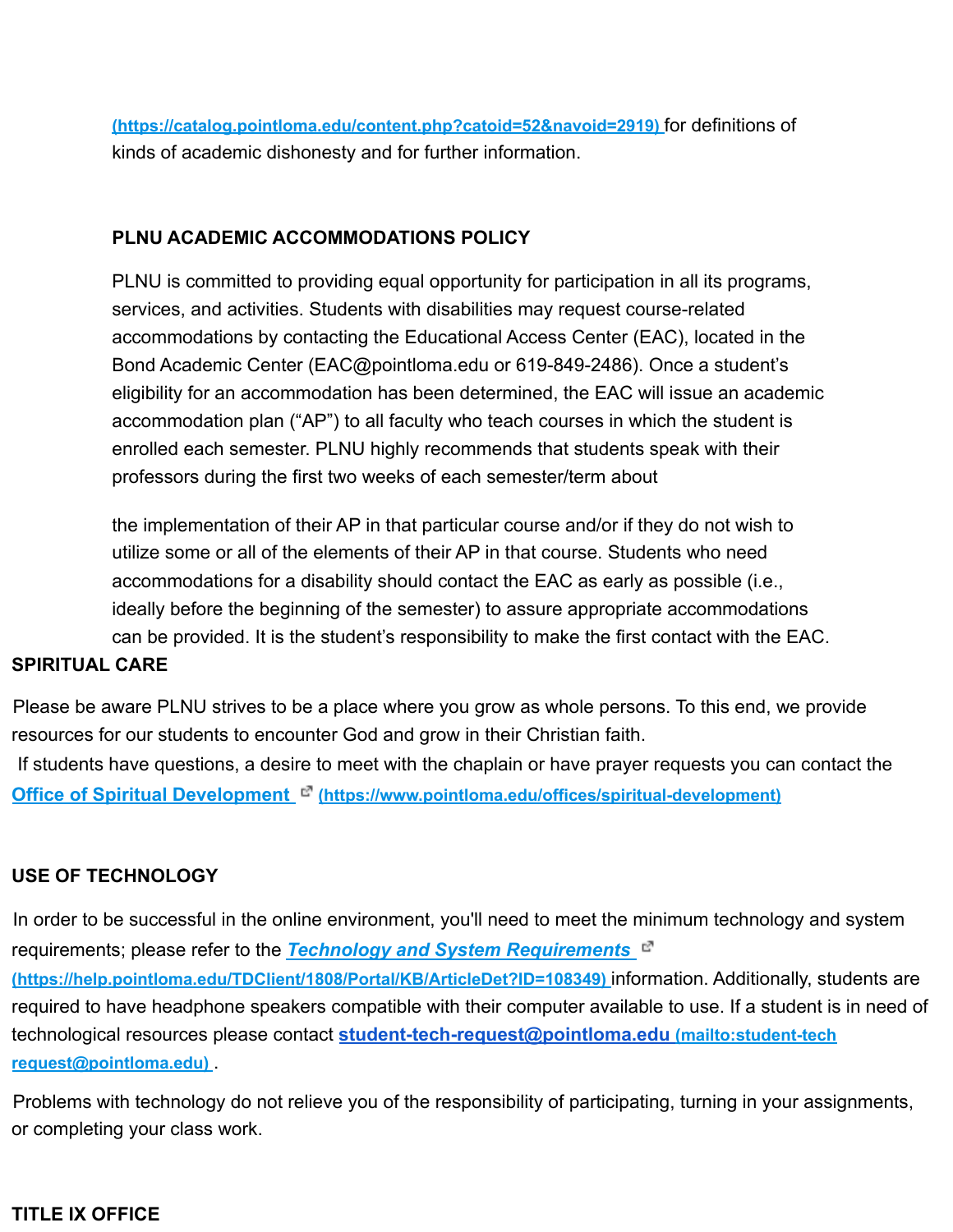(https://catalog.pointloma.edu/content.php?catoid=52&navoid=2919) for definitions of kinds of academic dishonesty and for further information.

## PLNU ACADEMIC ACCOMMODATIONS POLICY

PLNU is committed to providing equal opportunity for participation in all its programs, services, and activities. Students with disabilities may request course-related accommodations by contacting the Educational Access Center (EAC), located in the Bond Academic Center (EAC@pointloma.edu or 619-849-2486). Once a student's eligibility for an accommodation has been determined, the EAC will issue an academic accommodation plan ("AP") to all faculty who teach courses in which the student is enrolled each semester. PLNU highly recommends that students speak with their professors during the first two weeks of each semester/term about the implementation of their AP in that particular course and/or if they do not wish to utilize some or all of the elements of their AP in that course. Students who need accommodations for a disability should contact the EAC as early as possible (i.e., ideally before the beginning of the semester) to assure appropriate accommodations can be provided. It is the student's responsibility to make the first contact with the EAC.

## SPIRITUAL CARE

Please be aware PLNU strives to be a place where you grow as whole persons. To this end, we provide resources for our students to encounter God and grow in their Christian faith.
If students have questions, a desire to meet with the chaplain or have prayer requests you can contact the [Office of Spiritual Development](https://www.pointloma.edu/offices/spiritual-development) (https://www.pointloma.edu/offices/spiritual-development)

## USE OF TECHNOLOGY

In order to be successful in the online environment, you'll need to meet the minimum technology and system requirements; please refer to the [***Technology and System Requirements***](https://help.pointloma.edu/TDClient/1808/Portal/KB/ArticleDet?ID=108349) (https://help.pointloma.edu/TDClient/1808/Portal/KB/ArticleDet?ID=108349) information. Additionally, students are required to have headphone speakers compatible with their computer available to use. If a student is in need of technological resources please contact **student-tech-request@pointloma.edu** (mailto:student-tech request@pointloma.edu) .

Problems with technology do not relieve you of the responsibility of participating, turning in your assignments, or completing your class work.

## TITLE IX OFFICE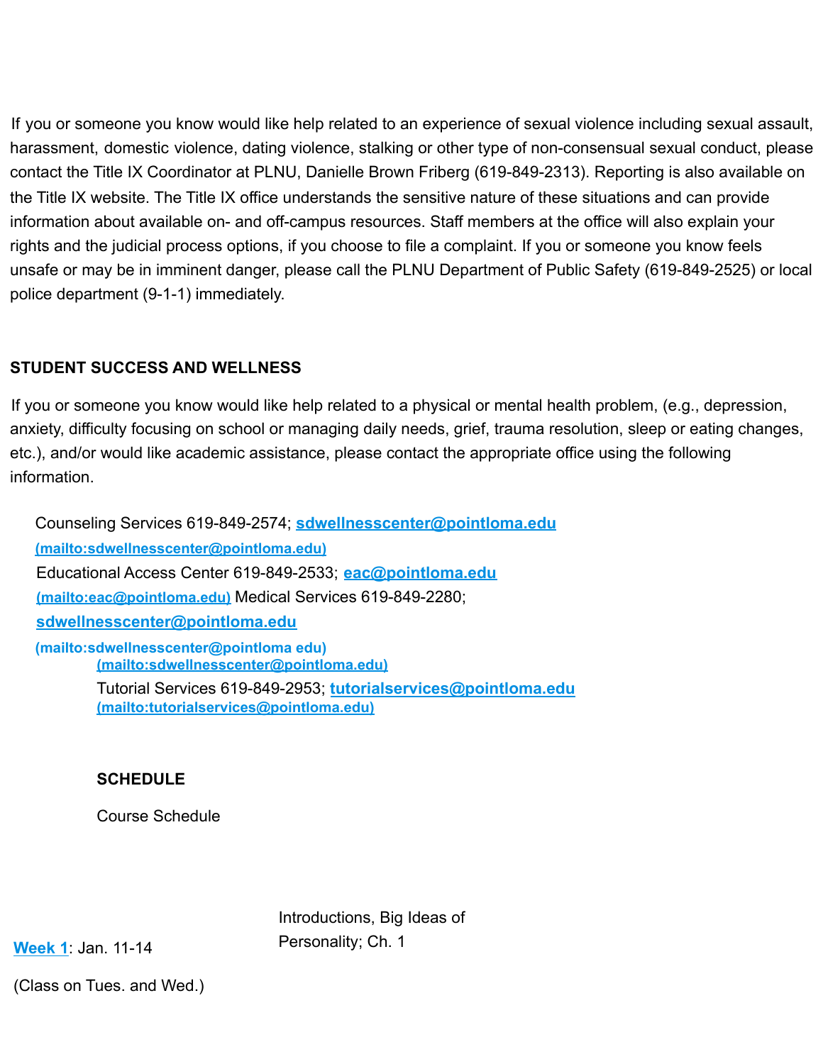If you or someone you know would like help related to an experience of sexual violence including sexual assault, harassment, domestic violence, dating violence, stalking or other type of non-consensual sexual conduct, please contact the Title IX Coordinator at PLNU, Danielle Brown Friberg (619-849-2313). Reporting is also available on the Title IX website. The Title IX office understands the sensitive nature of these situations and can provide information about available on- and off-campus resources. Staff members at the office will also explain your rights and the judicial process options, if you choose to file a complaint. If you or someone you know feels unsafe or may be in imminent danger, please call the PLNU Department of Public Safety (619-849-2525) or local police department (9-1-1) immediately.

**STUDENT SUCCESS AND WELLNESS**

If you or someone you know would like help related to a physical or mental health problem, (e.g., depression, anxiety, difficulty focusing on school or managing daily needs, grief, trauma resolution, sleep or eating changes, etc.), and/or would like academic assistance, please contact the appropriate office using the following information.

Counseling Services 619-849-2574; [sdwellnesscenter@pointloma.edu](mailto:sdwellnesscenter@pointloma.edu) (mailto:sdwellnesscenter@pointloma.edu)
Educational Access Center 619-849-2533; [eac@pointloma.edu](mailto:eac@pointloma.edu) (mailto:eac@pointloma.edu) Medical Services 619-849-2280; [sdwellnesscenter@pointloma.edu](mailto:sdwellnesscenter@pointloma.edu) (mailto:sdwellnesscenter@pointloma edu) (mailto:sdwellnesscenter@pointloma.edu)
Tutorial Services 619-849-2953; [tutorialservices@pointloma.edu](mailto:tutorialservices@pointloma.edu) (mailto:tutorialservices@pointloma.edu)

**SCHEDULE**

Course Schedule

| | |
|---|---|
| Week 1: Jan. 11-14<br>(Class on Tues. and Wed.) | Introductions, Big Ideas of Personality; Ch. 1 |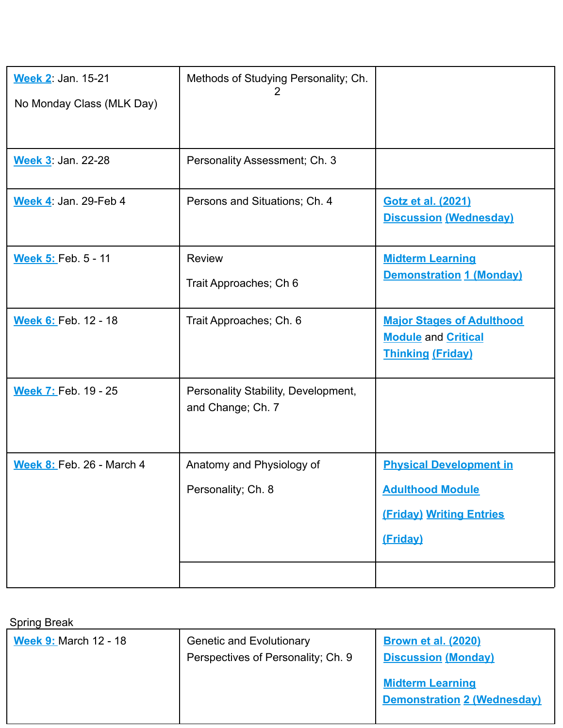| | | |
|---|---|---|
| Week 2: Jan. 15-21<br><br>No Monday Class (MLK Day) | Methods of Studying Personality; Ch. 2 | |
| Week 3: Jan. 22-28 | Personality Assessment; Ch. 3 | |
| Week 4: Jan. 29-Feb 4 | Persons and Situations; Ch. 4 | Gotz et al. (2021) Discussion (Wednesday) |
| Week 5: Feb. 5 - 11 | Review<br><br>Trait Approaches; Ch 6 | Midterm Learning Demonstration 1 (Monday) |
| Week 6: Feb. 12 - 18 | Trait Approaches; Ch. 6 | Major Stages of Adulthood Module and Critical Thinking (Friday) |
| Week 7: Feb. 19 - 25 | Personality Stability, Development, and Change; Ch. 7 | |
| Week 8: Feb. 26 - March 4 | Anatomy and Physiology of Personality; Ch. 8 | Physical Development in Adulthood Module (Friday) Writing Entries (Friday) |
| | | |

Spring Break

| | | |
|---|---|---|
| Week 9: March 12 - 18 | Genetic and Evolutionary Perspectives of Personality; Ch. 9 | Brown et al. (2020) Discussion (Monday)<br><br>Midterm Learning Demonstration 2 (Wednesday) |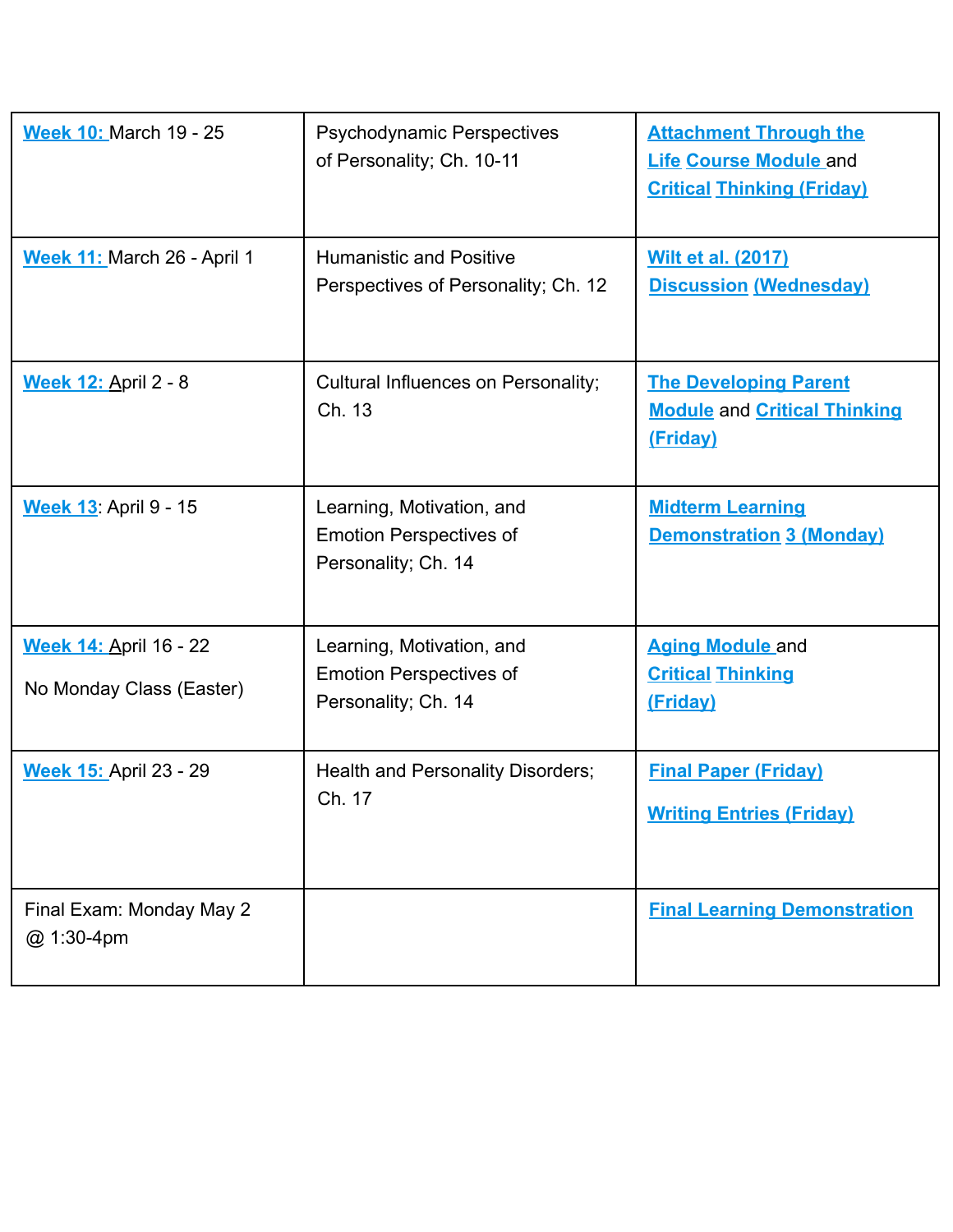| | | |
|---|---|---|
| **Week 10:** March 19 - 25 | Psychodynamic Perspectives of Personality; Ch. 10-11 | **Attachment Through the Life Course Module** and **Critical Thinking (Friday)** |
| **Week 11:** March 26 - April 1 | Humanistic and Positive Perspectives of Personality; Ch. 12 | **Wilt et al. (2017) Discussion (Wednesday)** |
| **Week 12:** April 2 - 8 | Cultural Influences on Personality; Ch. 13 | **The Developing Parent Module** and **Critical Thinking (Friday)** |
| **Week 13**: April 9 - 15 | Learning, Motivation, and Emotion Perspectives of Personality; Ch. 14 | **Midterm Learning Demonstration 3 (Monday)** |
| **Week 14:** April 16 - 22<br><br>No Monday Class (Easter) | Learning, Motivation, and Emotion Perspectives of Personality; Ch. 14 | **Aging Module** and **Critical Thinking (Friday)** |
| **Week 15:** April 23 - 29 | Health and Personality Disorders; Ch. 17 | **Final Paper (Friday)**<br><br>**Writing Entries (Friday)** |
| Final Exam: Monday May 2 @ 1:30-4pm | | **Final Learning Demonstration** |